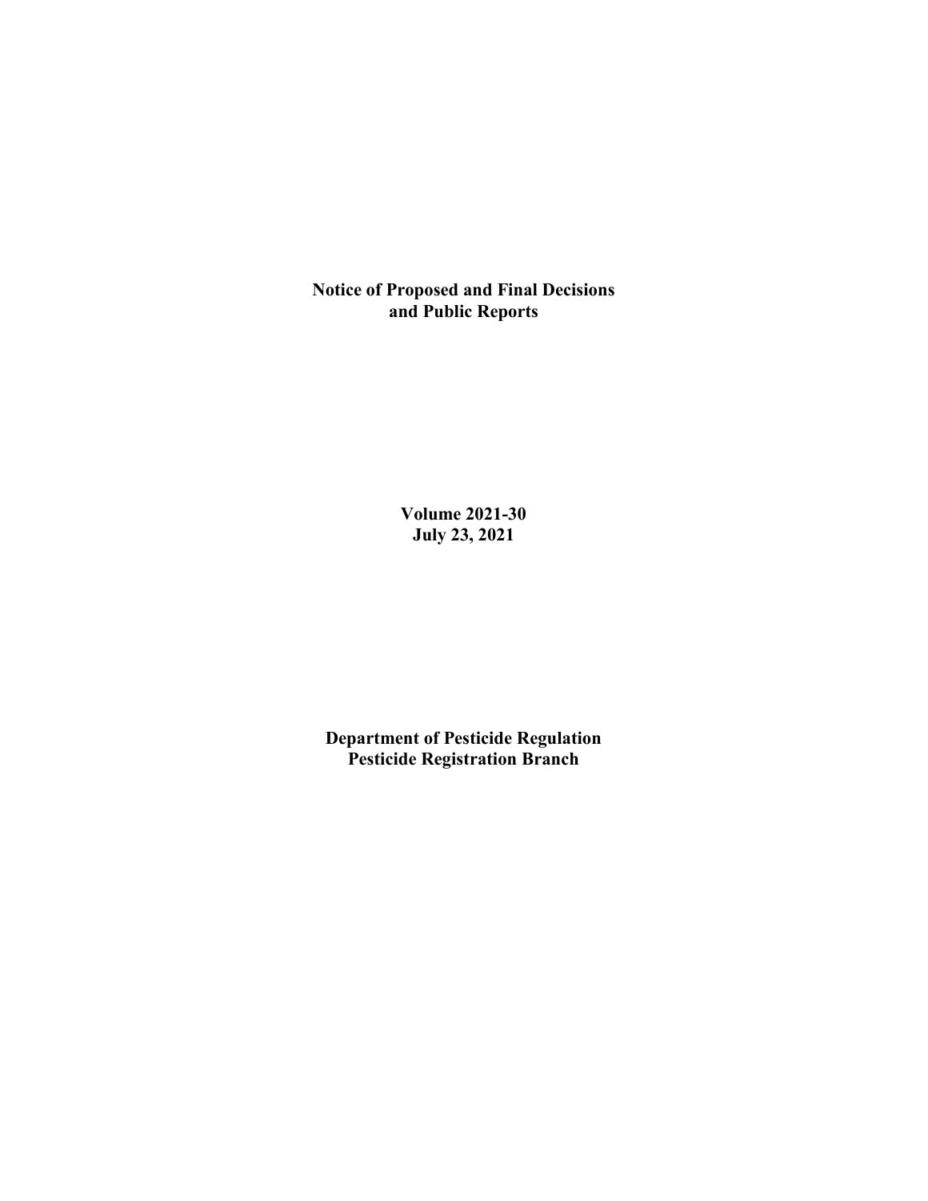# Notice of Proposed and Final Decisions and Public Reports

**Volume 2021-30**
**July 23, 2021**

**Department of Pesticide Regulation**
**Pesticide Registration Branch**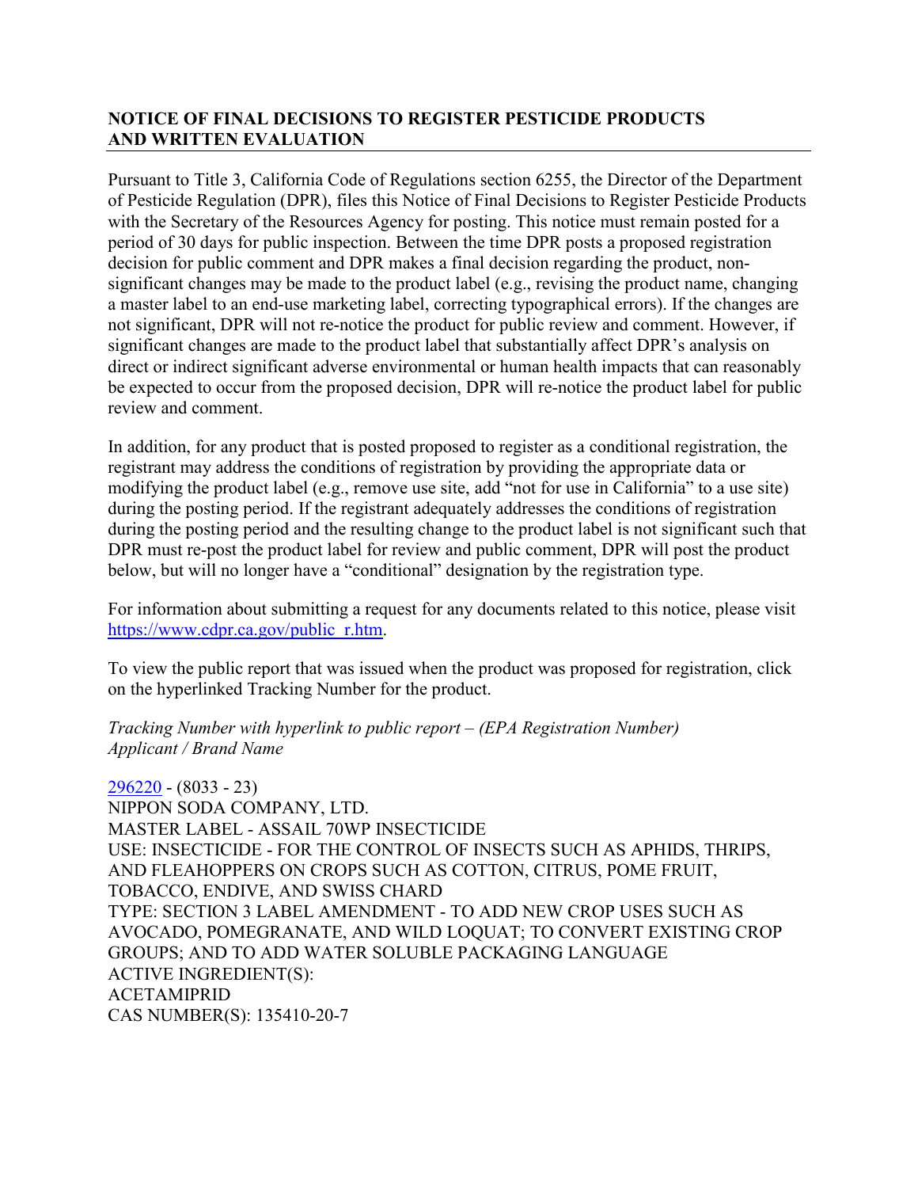## NOTICE OF FINAL DECISIONS TO REGISTER PESTICIDE PRODUCTS AND WRITTEN EVALUATION

Pursuant to Title 3, California Code of Regulations section 6255, the Director of the Department of Pesticide Regulation (DPR), files this Notice of Final Decisions to Register Pesticide Products with the Secretary of the Resources Agency for posting. This notice must remain posted for a period of 30 days for public inspection. Between the time DPR posts a proposed registration decision for public comment and DPR makes a final decision regarding the product, non-significant changes may be made to the product label (e.g., revising the product name, changing a master label to an end-use marketing label, correcting typographical errors). If the changes are not significant, DPR will not re-notice the product for public review and comment. However, if significant changes are made to the product label that substantially affect DPR's analysis on direct or indirect significant adverse environmental or human health impacts that can reasonably be expected to occur from the proposed decision, DPR will re-notice the product label for public review and comment.

In addition, for any product that is posted proposed to register as a conditional registration, the registrant may address the conditions of registration by providing the appropriate data or modifying the product label (e.g., remove use site, add "not for use in California" to a use site) during the posting period. If the registrant adequately addresses the conditions of registration during the posting period and the resulting change to the product label is not significant such that DPR must re-post the product label for review and public comment, DPR will post the product below, but will no longer have a "conditional" designation by the registration type.

For information about submitting a request for any documents related to this notice, please visit https://www.cdpr.ca.gov/public_r.htm.

To view the public report that was issued when the product was proposed for registration, click on the hyperlinked Tracking Number for the product.

*Tracking Number with hyperlink to public report – (EPA Registration Number)*
*Applicant / Brand Name*

296220 - (8033 - 23)
NIPPON SODA COMPANY, LTD.
MASTER LABEL - ASSAIL 70WP INSECTICIDE
USE: INSECTICIDE - FOR THE CONTROL OF INSECTS SUCH AS APHIDS, THRIPS, AND FLEAHOPPERS ON CROPS SUCH AS COTTON, CITRUS, POME FRUIT, TOBACCO, ENDIVE, AND SWISS CHARD
TYPE: SECTION 3 LABEL AMENDMENT - TO ADD NEW CROP USES SUCH AS AVOCADO, POMEGRANATE, AND WILD LOQUAT; TO CONVERT EXISTING CROP GROUPS; AND TO ADD WATER SOLUBLE PACKAGING LANGUAGE
ACTIVE INGREDIENT(S):
ACETAMIPRID
CAS NUMBER(S): 135410-20-7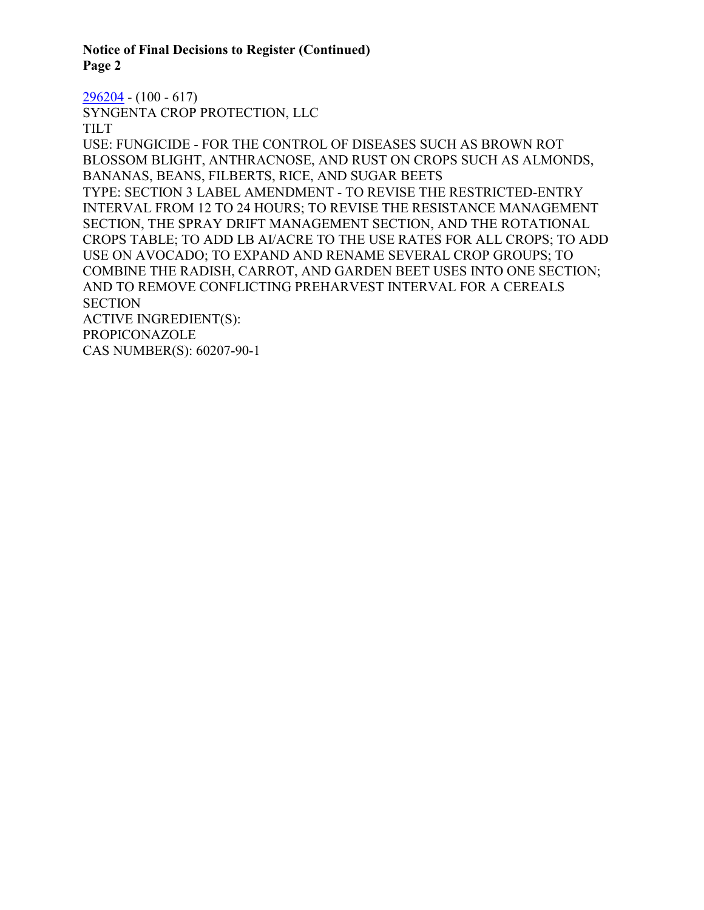296204 - (100 - 617)
SYNGENTA CROP PROTECTION, LLC
TILT
USE: FUNGICIDE - FOR THE CONTROL OF DISEASES SUCH AS BROWN ROT BLOSSOM BLIGHT, ANTHRACNOSE, AND RUST ON CROPS SUCH AS ALMONDS, BANANAS, BEANS, FILBERTS, RICE, AND SUGAR BEETS
TYPE: SECTION 3 LABEL AMENDMENT - TO REVISE THE RESTRICTED-ENTRY INTERVAL FROM 12 TO 24 HOURS; TO REVISE THE RESISTANCE MANAGEMENT SECTION, THE SPRAY DRIFT MANAGEMENT SECTION, AND THE ROTATIONAL CROPS TABLE; TO ADD LB AI/ACRE TO THE USE RATES FOR ALL CROPS; TO ADD USE ON AVOCADO; TO EXPAND AND RENAME SEVERAL CROP GROUPS; TO COMBINE THE RADISH, CARROT, AND GARDEN BEET USES INTO ONE SECTION; AND TO REMOVE CONFLICTING PREHARVEST INTERVAL FOR A CEREALS SECTION
ACTIVE INGREDIENT(S):
PROPICONAZOLE
CAS NUMBER(S): 60207-90-1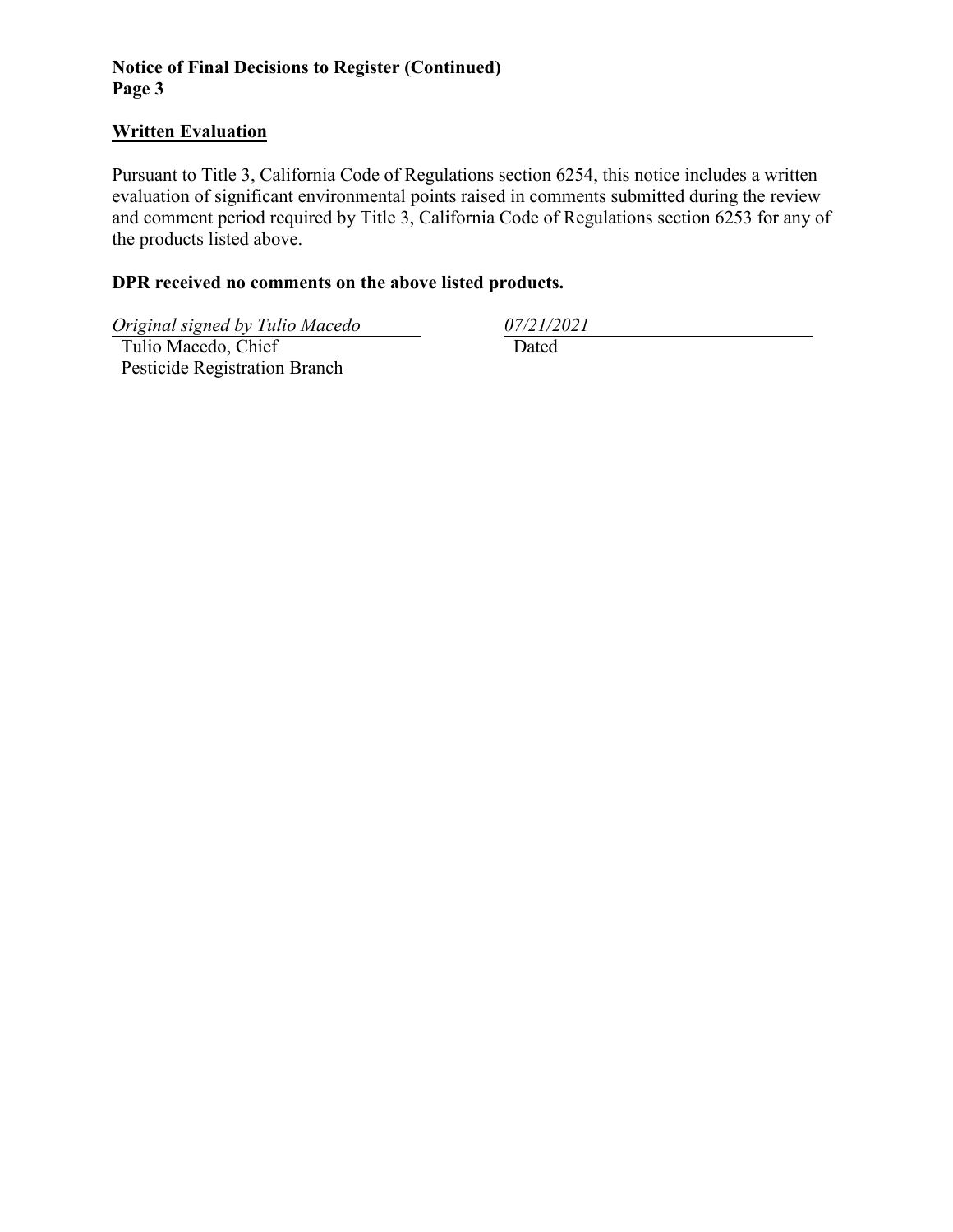## Written Evaluation

Pursuant to Title 3, California Code of Regulations section 6254, this notice includes a written evaluation of significant environmental points raised in comments submitted during the review and comment period required by Title 3, California Code of Regulations section 6253 for any of the products listed above.

**DPR received no comments on the above listed products.**

| *Original signed by Tulio Macedo* | *07/21/2021* |
|---|---|
| Tulio Macedo, Chief<br>Pesticide Registration Branch | Dated |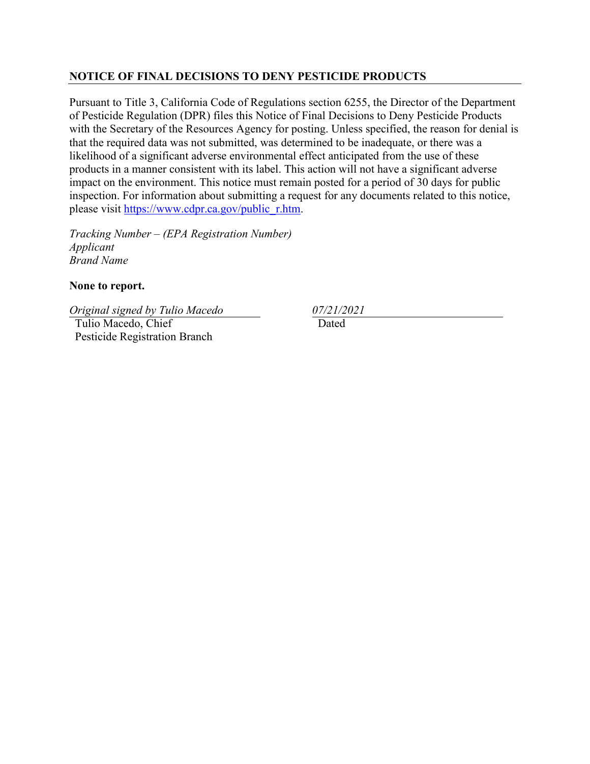## NOTICE OF FINAL DECISIONS TO DENY PESTICIDE PRODUCTS

Pursuant to Title 3, California Code of Regulations section 6255, the Director of the Department of Pesticide Regulation (DPR) files this Notice of Final Decisions to Deny Pesticide Products with the Secretary of the Resources Agency for posting. Unless specified, the reason for denial is that the required data was not submitted, was determined to be inadequate, or there was a likelihood of a significant adverse environmental effect anticipated from the use of these products in a manner consistent with its label. This action will not have a significant adverse impact on the environment. This notice must remain posted for a period of 30 days for public inspection. For information about submitting a request for any documents related to this notice, please visit https://www.cdpr.ca.gov/public_r.htm.

*Tracking Number – (EPA Registration Number)*
*Applicant*
*Brand Name*

**None to report.**

*Original signed by Tulio Macedo*
Tulio Macedo, Chief
Pesticide Registration Branch

*07/21/2021*
Dated